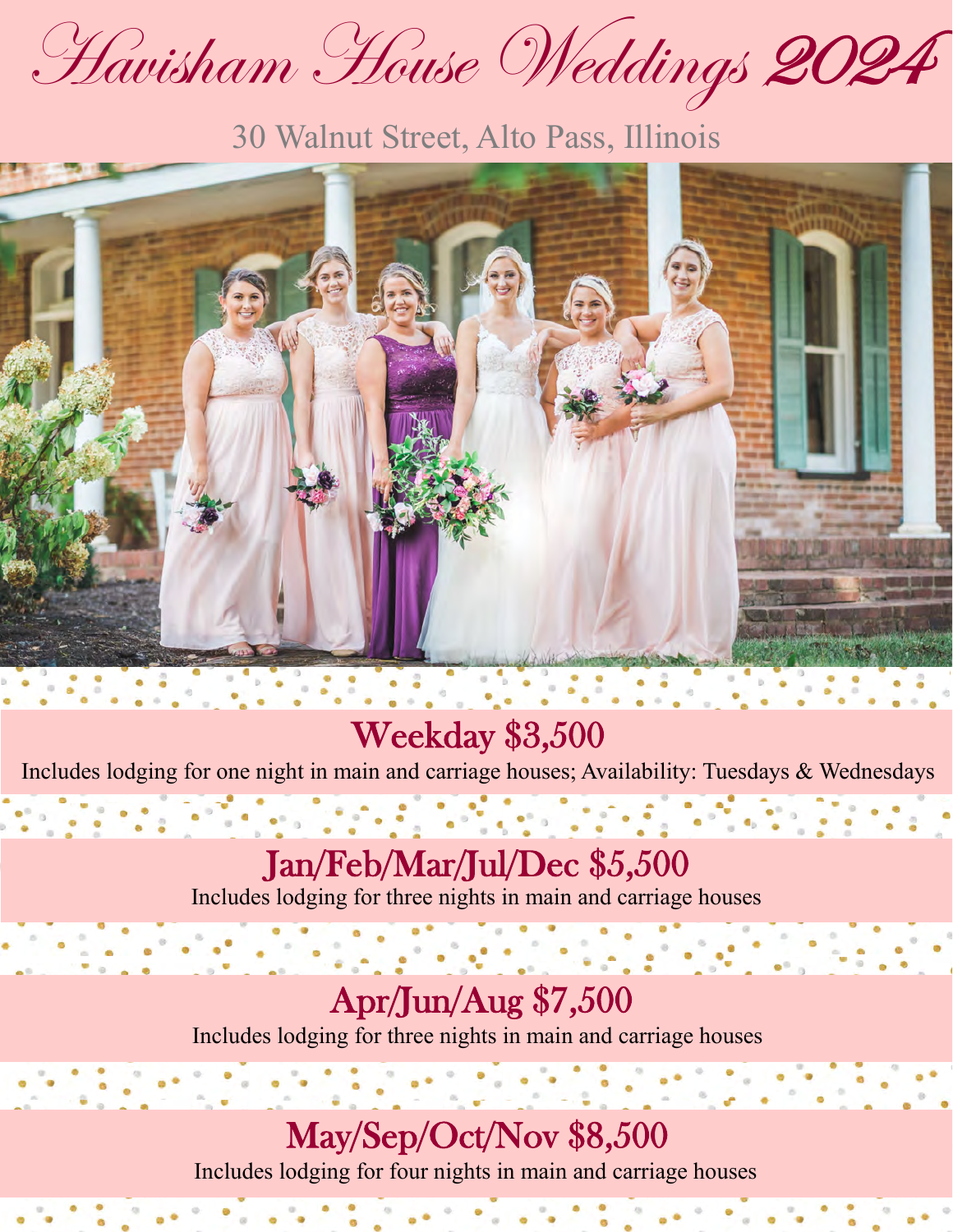# Havisham House Weddings 2024

30 Walnut Street, Alto Pass, Illinois

## Weekday $3,500

Includes lodging for one night in main and carriage houses; Availability: Tuesdays & Wednesdays

## Jan/Feb/Mar/Jul/Dec $5,500

Includes lodging for three nights in main and carriage houses

## Apr/Jun/Aug $7,500

Includes lodging for three nights in main and carriage houses

## May/Sep/Oct/Nov $8,500

Includes lodging for four nights in main and carriage houses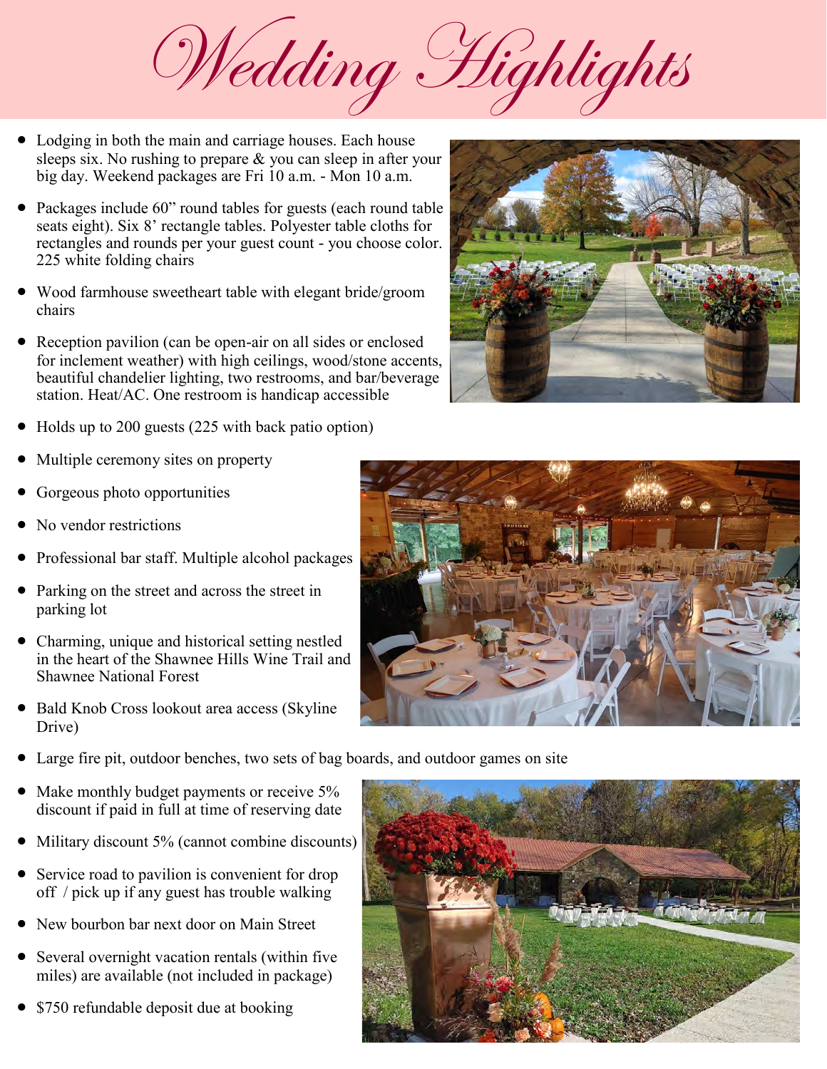# Wedding Highlights

- Lodging in both the main and carriage houses. Each house sleeps six. No rushing to prepare & you can sleep in after your big day. Weekend packages are Fri 10 a.m. - Mon 10 a.m.
- Packages include 60” round tables for guests (each round table seats eight). Six 8’ rectangle tables. Polyester table cloths for rectangles and rounds per your guest count - you choose color. 225 white folding chairs
- Wood farmhouse sweetheart table with elegant bride/groom chairs
- Reception pavilion (can be open-air on all sides or enclosed for inclement weather) with high ceilings, wood/stone accents, beautiful chandelier lighting, two restrooms, and bar/beverage station. Heat/AC. One restroom is handicap accessible
- Holds up to 200 guests (225 with back patio option)
- Multiple ceremony sites on property
- Gorgeous photo opportunities
- No vendor restrictions
- Professional bar staff. Multiple alcohol packages
- Parking on the street and across the street in parking lot
- Charming, unique and historical setting nestled in the heart of the Shawnee Hills Wine Trail and Shawnee National Forest
- Bald Knob Cross lookout area access (Skyline Drive)
- Large fire pit, outdoor benches, two sets of bag boards, and outdoor games on site
- Make monthly budget payments or receive 5% discount if paid in full at time of reserving date
- Military discount 5% (cannot combine discounts)
- Service road to pavilion is convenient for drop off / pick up if any guest has trouble walking
- New bourbon bar next door on Main Street
- Several overnight vacation rentals (within five miles) are available (not included in package)
- $750 refundable deposit due at booking